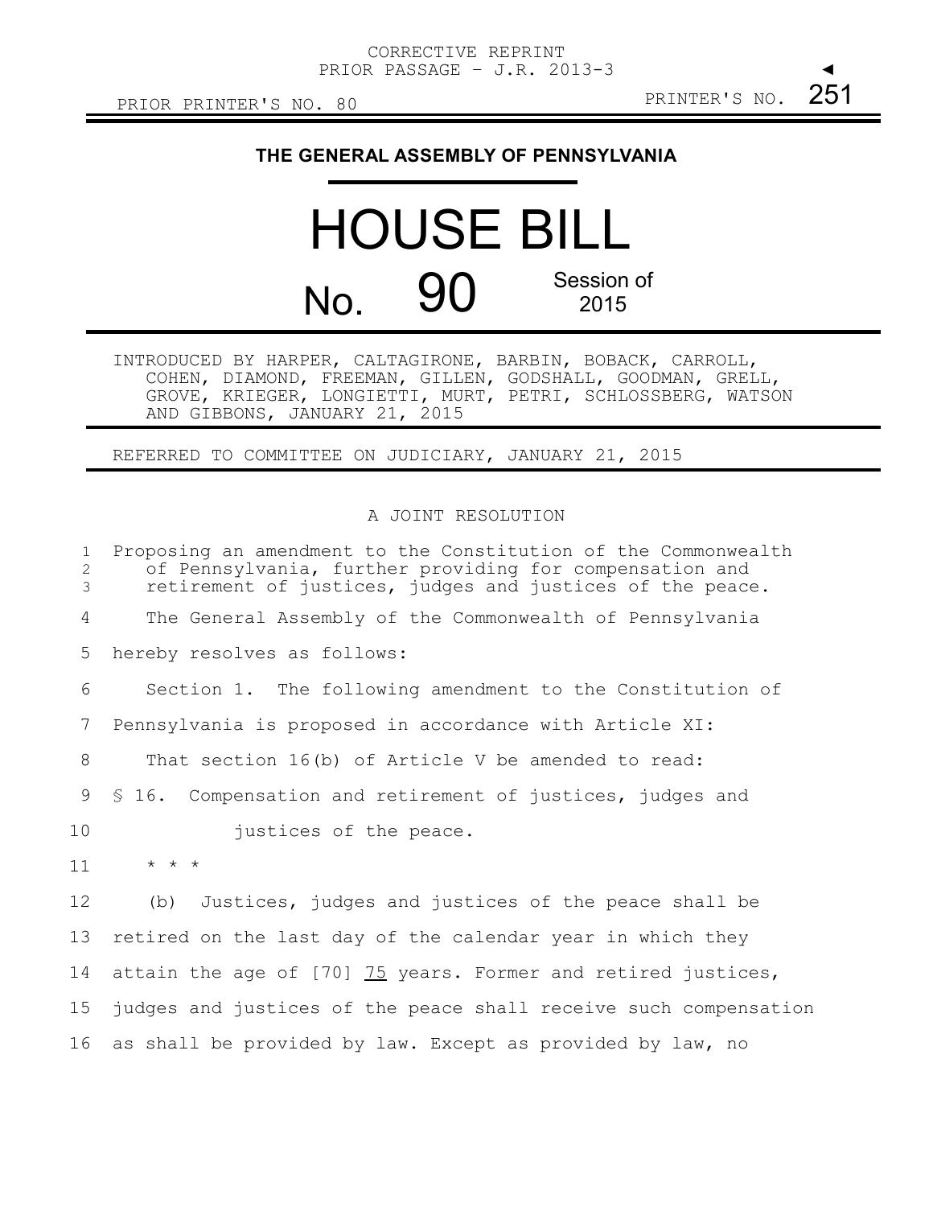CORRECTIVE REPRINT
PRIOR PASSAGE - J.R. 2013-3

PRIOR PRINTER'S NO. 80 PRINTER'S NO. 251

# THE GENERAL ASSEMBLY OF PENNSYLVANIA

# HOUSE BILL

## No. 90 Session of 2015

INTRODUCED BY HARPER, CALTAGIRONE, BARBIN, BOBACK, CARROLL, COHEN, DIAMOND, FREEMAN, GILLEN, GODSHALL, GOODMAN, GRELL, GROVE, KRIEGER, LONGIETTI, MURT, PETRI, SCHLOSSBERG, WATSON AND GIBBONS, JANUARY 21, 2015

REFERRED TO COMMITTEE ON JUDICIARY, JANUARY 21, 2015

A JOINT RESOLUTION

Proposing an amendment to the Constitution of the Commonwealth of Pennsylvania, further providing for compensation and retirement of justices, judges and justices of the peace.

The General Assembly of the Commonwealth of Pennsylvania hereby resolves as follows:

Section 1. The following amendment to the Constitution of Pennsylvania is proposed in accordance with Article XI:

That section 16(b) of Article V be amended to read:

§ 16. Compensation and retirement of justices, judges and justices of the peace.

* * *

(b) Justices, judges and justices of the peace shall be retired on the last day of the calendar year in which they attain the age of [70] <u>75</u> years. Former and retired justices, judges and justices of the peace shall receive such compensation as shall be provided by law. Except as provided by law, no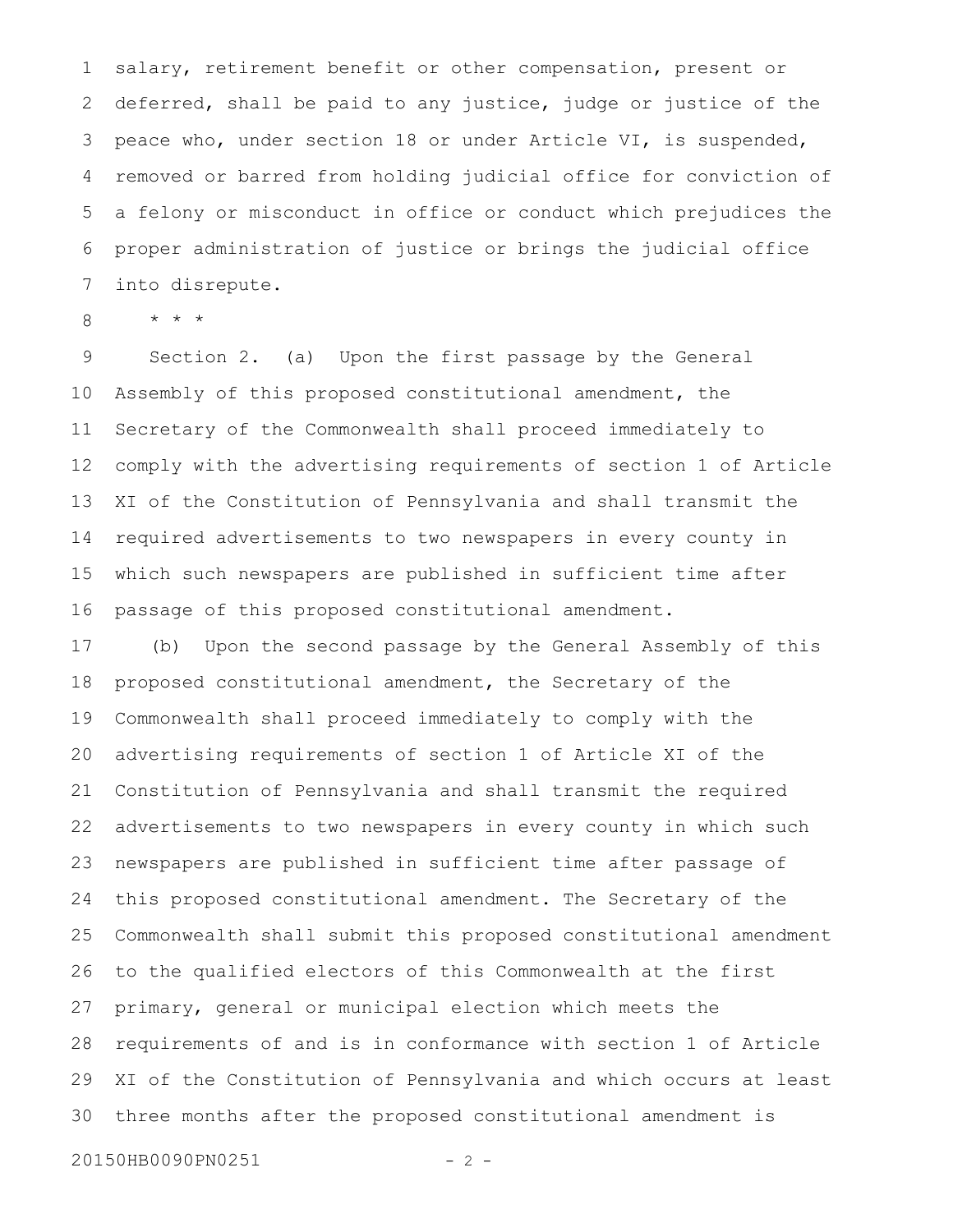salary, retirement benefit or other compensation, present or deferred, shall be paid to any justice, judge or justice of the peace who, under section 18 or under Article VI, is suspended, removed or barred from holding judicial office for conviction of a felony or misconduct in office or conduct which prejudices the proper administration of justice or brings the judicial office into disrepute.

\* \* \*

Section 2. (a) Upon the first passage by the General Assembly of this proposed constitutional amendment, the Secretary of the Commonwealth shall proceed immediately to comply with the advertising requirements of section 1 of Article XI of the Constitution of Pennsylvania and shall transmit the required advertisements to two newspapers in every county in which such newspapers are published in sufficient time after passage of this proposed constitutional amendment.

(b) Upon the second passage by the General Assembly of this proposed constitutional amendment, the Secretary of the Commonwealth shall proceed immediately to comply with the advertising requirements of section 1 of Article XI of the Constitution of Pennsylvania and shall transmit the required advertisements to two newspapers in every county in which such newspapers are published in sufficient time after passage of this proposed constitutional amendment. The Secretary of the Commonwealth shall submit this proposed constitutional amendment to the qualified electors of this Commonwealth at the first primary, general or municipal election which meets the requirements of and is in conformance with section 1 of Article XI of the Constitution of Pennsylvania and which occurs at least three months after the proposed constitutional amendment is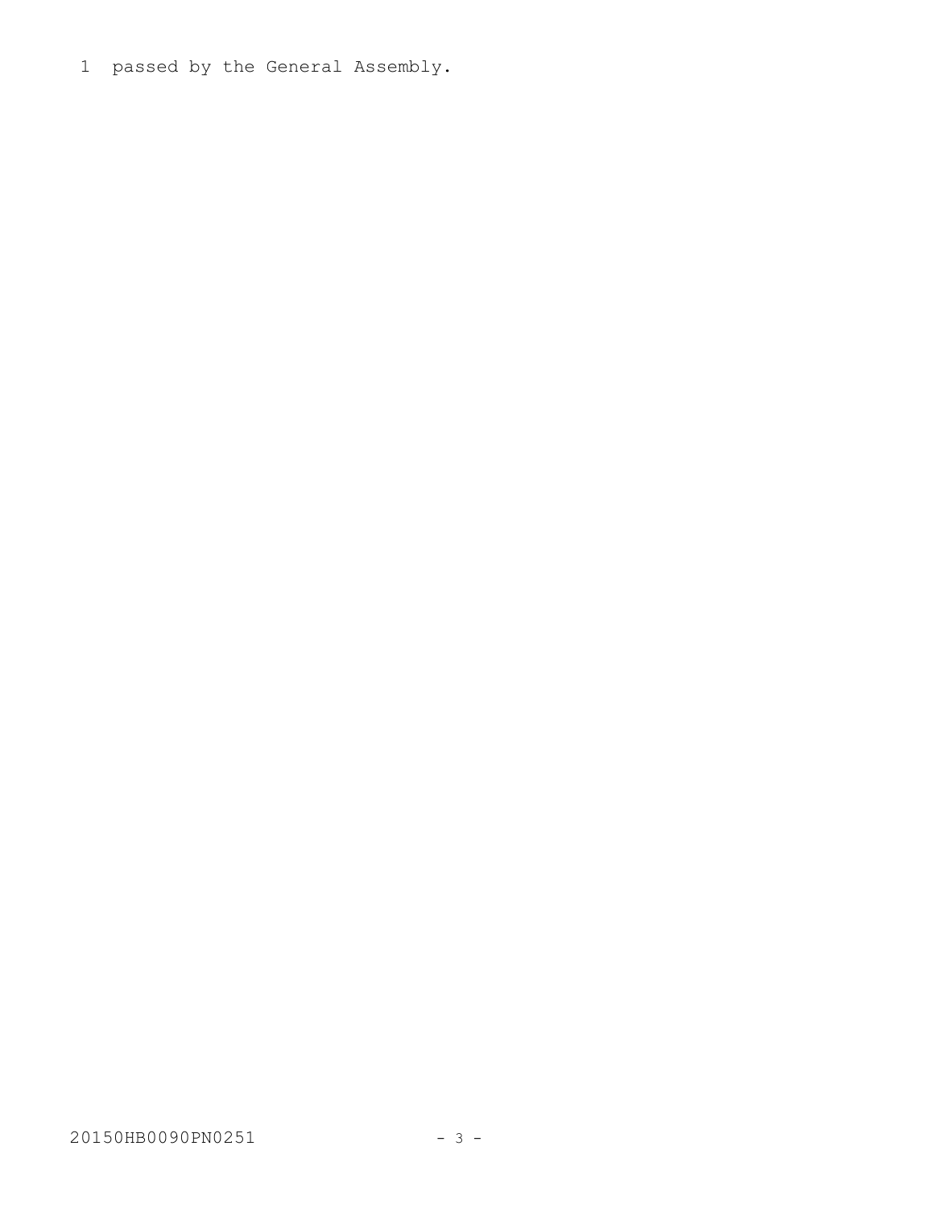passed by the General Assembly.